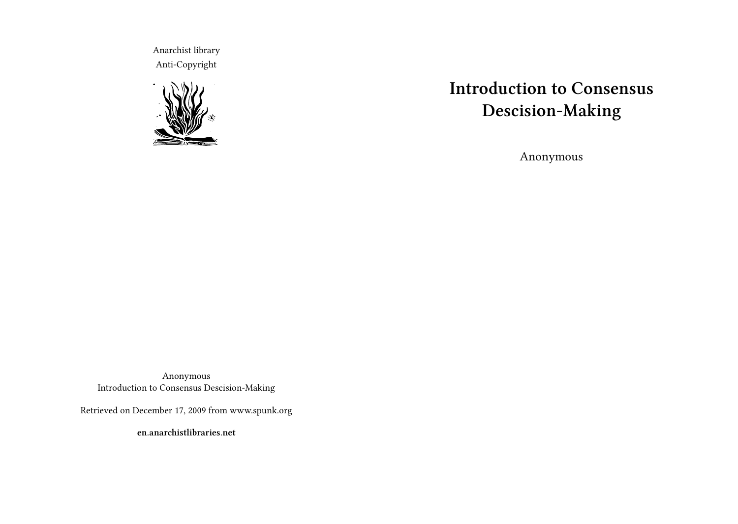Anarchist library
Anti-Copyright

# Introduction to Consensus Descision-Making

Anonymous

Anonymous
Introduction to Consensus Descision-Making

Retrieved on December 17, 2009 from www.spunk.org

**en.anarchistlibraries.net**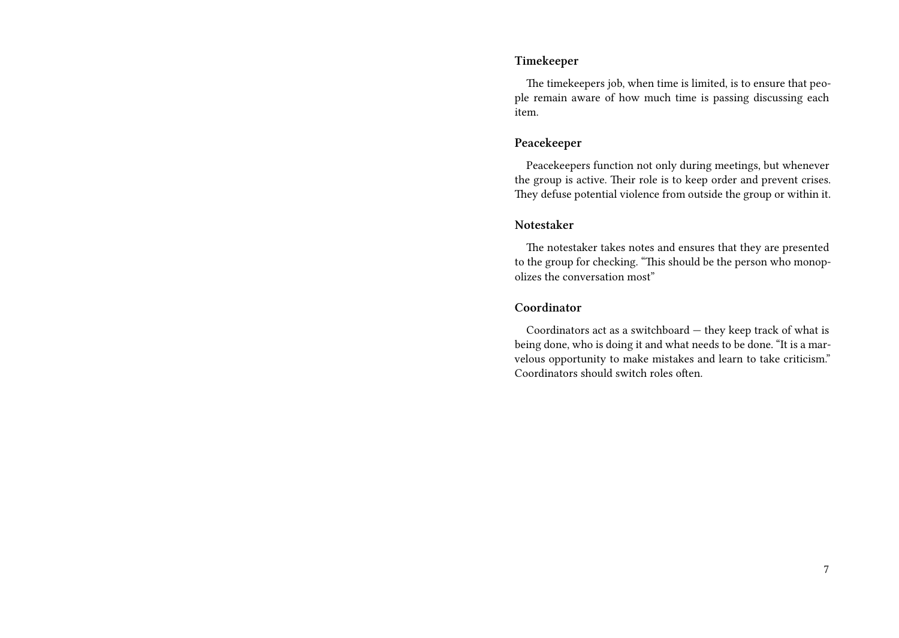### Timekeeper

The timekeepers job, when time is limited, is to ensure that people remain aware of how much time is passing discussing each item.

### Peacekeeper

Peacekeepers function not only during meetings, but whenever the group is active. Their role is to keep order and prevent crises. They defuse potential violence from outside the group or within it.

### Notestaker

The notestaker takes notes and ensures that they are presented to the group for checking. "This should be the person who monopolizes the conversation most"

### Coordinator

Coordinators act as a switchboard — they keep track of what is being done, who is doing it and what needs to be done. "It is a marvelous opportunity to make mistakes and learn to take criticism." Coordinators should switch roles often.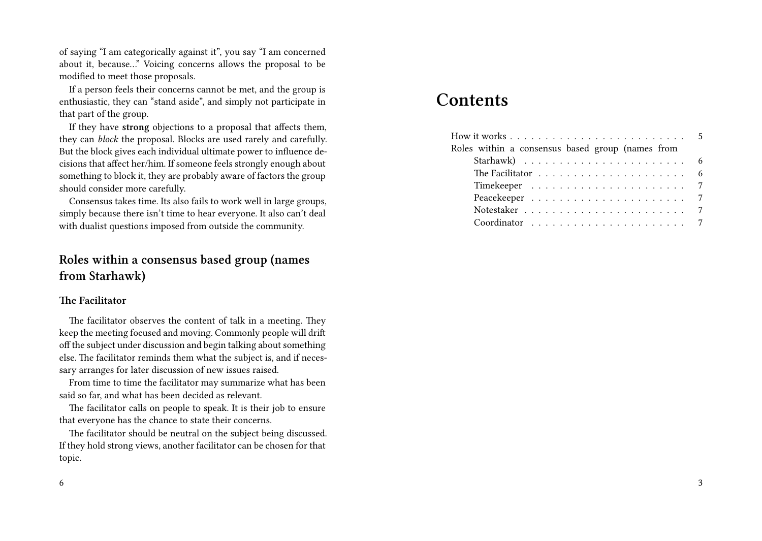of saying "I am categorically against it", you say "I am concerned about it, because…" Voicing concerns allows the proposal to be modified to meet those proposals.

If a person feels their concerns cannot be met, and the group is enthusiastic, they can "stand aside", and simply not participate in that part of the group.

If they have **strong** objections to a proposal that affects them, they can *block* the proposal. Blocks are used rarely and carefully. But the block gives each individual ultimate power to influence decisions that affect her/him. If someone feels strongly enough about something to block it, they are probably aware of factors the group should consider more carefully.

Consensus takes time. Its also fails to work well in large groups, simply because there isn't time to hear everyone. It also can't deal with dualist questions imposed from outside the community.

## Roles within a consensus based group (names from Starhawk)

### The Facilitator

The facilitator observes the content of talk in a meeting. They keep the meeting focused and moving. Commonly people will drift off the subject under discussion and begin talking about something else. The facilitator reminds them what the subject is, and if necessary arranges for later discussion of new issues raised.

From time to time the facilitator may summarize what has been said so far, and what has been decided as relevant.

The facilitator calls on people to speak. It is their job to ensure that everyone has the chance to state their concerns.

The facilitator should be neutral on the subject being discussed. If they hold strong views, another facilitator can be chosen for that topic.

# Contents

How it works . . . . . . . . . . . . . . . . . . . . . . . . . 5
Roles within a consensus based group (names from Starhawk) . . . . . . . . . . . . . . . . . . . . . . 6
- The Facilitator . . . . . . . . . . . . . . . . . . . . . 6
- Timekeeper . . . . . . . . . . . . . . . . . . . . . . 7
- Peacekeeper . . . . . . . . . . . . . . . . . . . . . 7
- Notestaker . . . . . . . . . . . . . . . . . . . . . . 7
- Coordinator . . . . . . . . . . . . . . . . . . . . . 7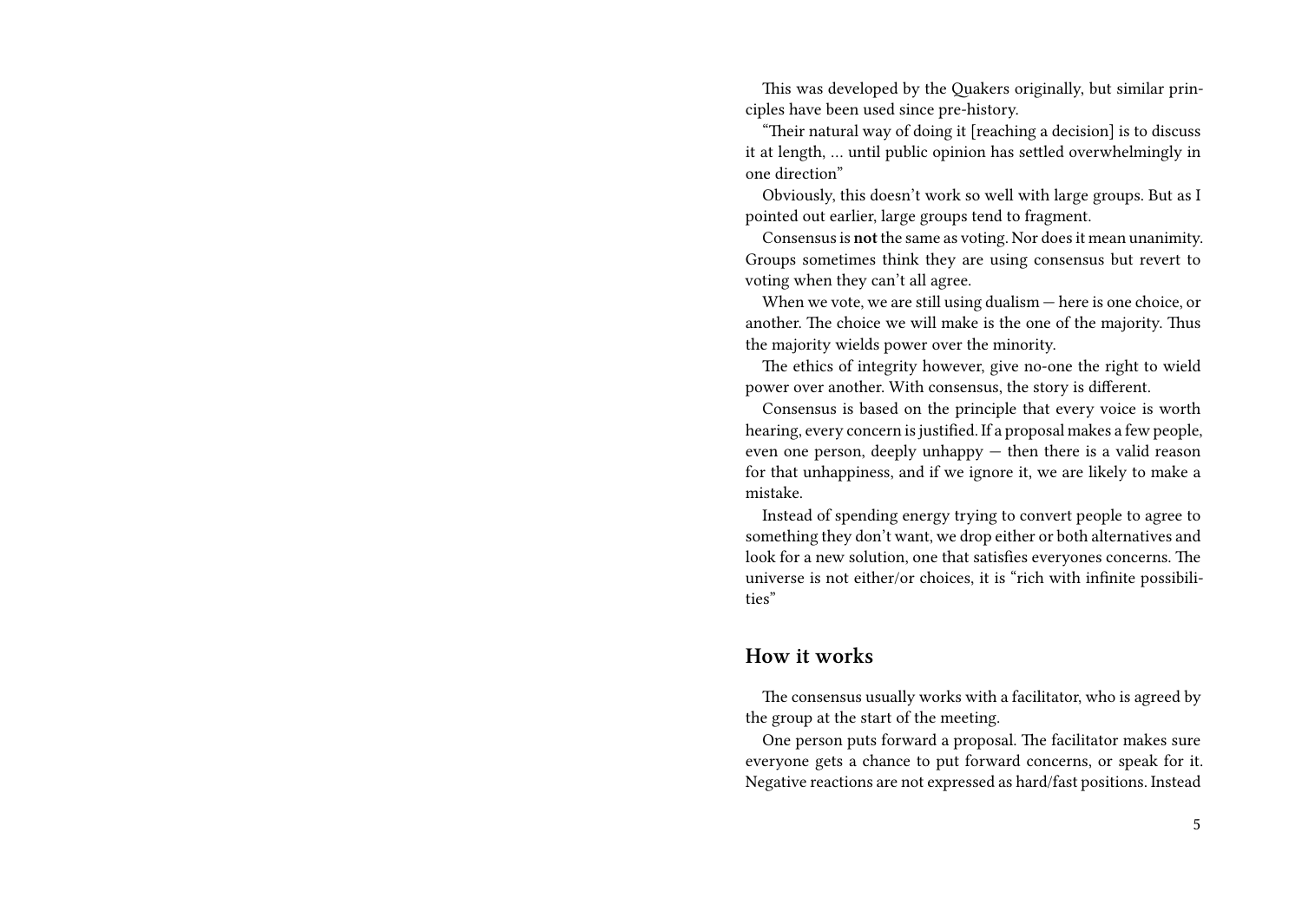This was developed by the Quakers originally, but similar principles have been used since pre-history.

"Their natural way of doing it [reaching a decision] is to discuss it at length, … until public opinion has settled overwhelmingly in one direction"

Obviously, this doesn't work so well with large groups. But as I pointed out earlier, large groups tend to fragment.

Consensus is **not** the same as voting. Nor does it mean unanimity. Groups sometimes think they are using consensus but revert to voting when they can't all agree.

When we vote, we are still using dualism — here is one choice, or another. The choice we will make is the one of the majority. Thus the majority wields power over the minority.

The ethics of integrity however, give no-one the right to wield power over another. With consensus, the story is different.

Consensus is based on the principle that every voice is worth hearing, every concern is justified. If a proposal makes a few people, even one person, deeply unhappy — then there is a valid reason for that unhappiness, and if we ignore it, we are likely to make a mistake.

Instead of spending energy trying to convert people to agree to something they don't want, we drop either or both alternatives and look for a new solution, one that satisfies everyones concerns. The universe is not either/or choices, it is "rich with infinite possibilities"

## How it works

The consensus usually works with a facilitator, who is agreed by the group at the start of the meeting.

One person puts forward a proposal. The facilitator makes sure everyone gets a chance to put forward concerns, or speak for it. Negative reactions are not expressed as hard/fast positions. Instead